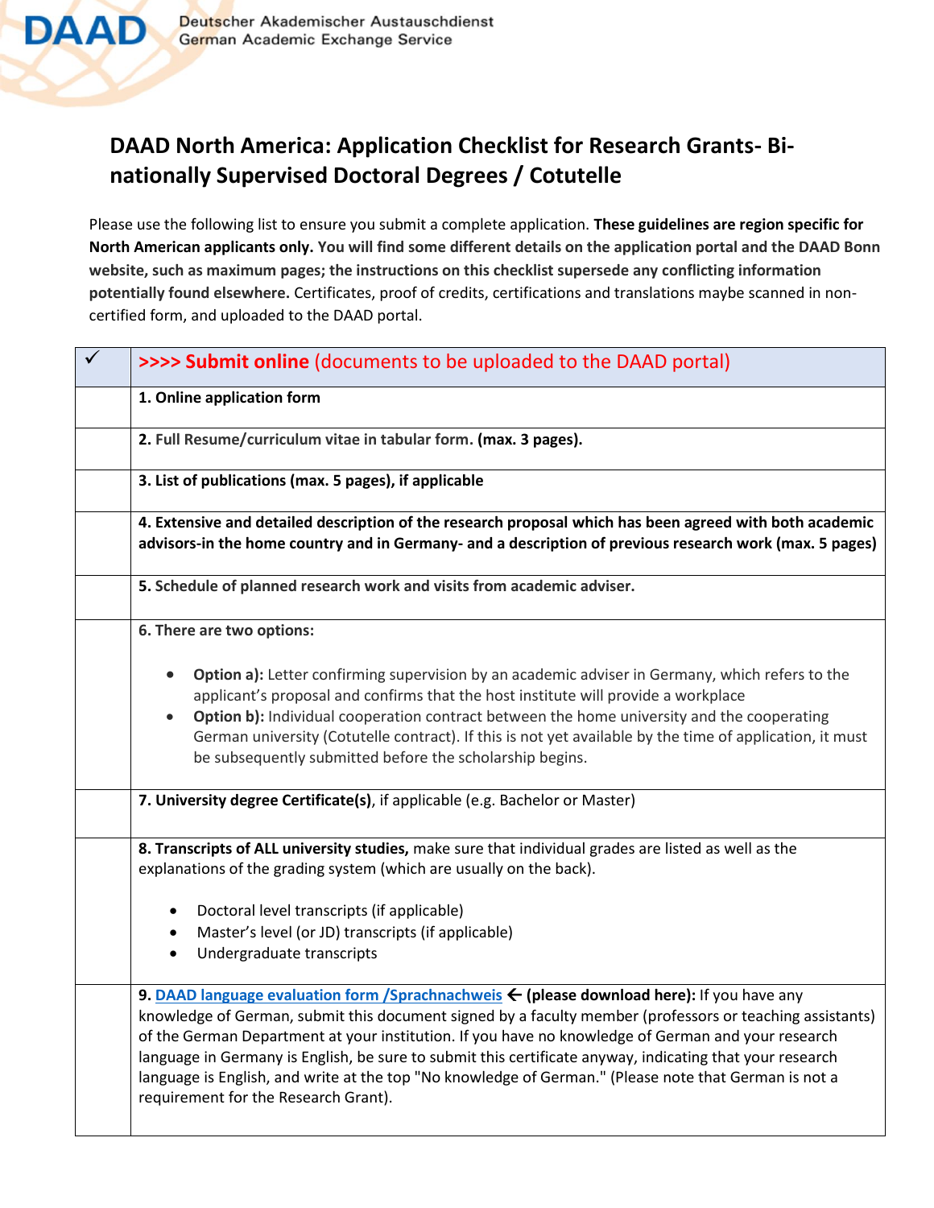DAAD Deutscher Akademischer Austauschdienst German Academic Exchange Service

# DAAD North America: Application Checklist for Research Grants- Bi-nationally Supervised Doctoral Degrees / Cotutelle

Please use the following list to ensure you submit a complete application. **These guidelines are region specific for North American applicants only. You will find some different details on the application portal and the DAAD Bonn website, such as maximum pages; the instructions on this checklist supersede any conflicting information potentially found elsewhere.** Certificates, proof of credits, certifications and translations maybe scanned in non-certified form, and uploaded to the DAAD portal.

| ✓ | **>>>> Submit online** (documents to be uploaded to the DAAD portal) |
|---|---|
| | **1. Online application form** |
| | **2. Full Resume/curriculum vitae in tabular form. (max. 3 pages).** |
| | **3. List of publications (max. 5 pages), if applicable** |
| | **4. Extensive and detailed description of the research proposal which has been agreed with both academic advisors-in the home country and in Germany- and a description of previous research work (max. 5 pages)** |
| | **5. Schedule of planned research work and visits from academic adviser.** |
| | **6. There are two options:**<br><br>• **Option a):** Letter confirming supervision by an academic adviser in Germany, which refers to the applicant's proposal and confirms that the host institute will provide a workplace<br>• **Option b):** Individual cooperation contract between the home university and the cooperating German university (Cotutelle contract). If this is not yet available by the time of application, it must be subsequently submitted before the scholarship begins. |
| | **7. University degree Certificate(s)**, if applicable (e.g. Bachelor or Master) |
| | **8. Transcripts of ALL university studies,** make sure that individual grades are listed as well as the explanations of the grading system (which are usually on the back).<br><br>• Doctoral level transcripts (if applicable)<br>• Master's level (or JD) transcripts (if applicable)<br>• Undergraduate transcripts |
| | **9. DAAD language evaluation form /Sprachnachweis ← (please download here):** If you have any knowledge of German, submit this document signed by a faculty member (professors or teaching assistants) of the German Department at your institution. If you have no knowledge of German and your research language in Germany is English, be sure to submit this certificate anyway, indicating that your research language is English, and write at the top "No knowledge of German." (Please note that German is not a requirement for the Research Grant). |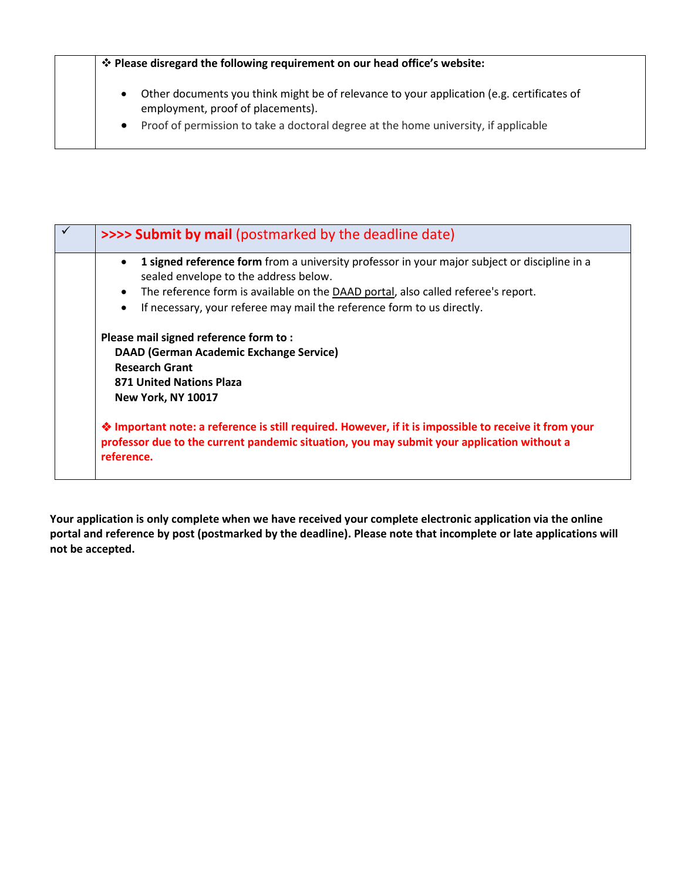| | |
|---|---|
| | ❖ **Please disregard the following requirement on our head office's website:**<br><br>• Other documents you think might be of relevance to your application (e.g. certificates of employment, proof of placements).<br>• Proof of permission to take a doctoral degree at the home university, if applicable |

| ✓ | **>>>> Submit by mail** (postmarked by the deadline date) |
|---|---|
| | • **1 signed reference form** from a university professor in your major subject or discipline in a sealed envelope to the address below.<br>• The reference form is available on the DAAD portal, also called referee's report.<br>• If necessary, your referee may mail the reference form to us directly.<br><br>**Please mail signed reference form to :**<br>**DAAD (German Academic Exchange Service)**<br>**Research Grant**<br>**871 United Nations Plaza**<br>**New York, NY 10017**<br><br>❖ **Important note: a reference is still required. However, if it is impossible to receive it from your professor due to the current pandemic situation, you may submit your application without a reference.** |

**Your application is only complete when we have received your complete electronic application via the online portal and reference by post (postmarked by the deadline). Please note that incomplete or late applications will not be accepted.**